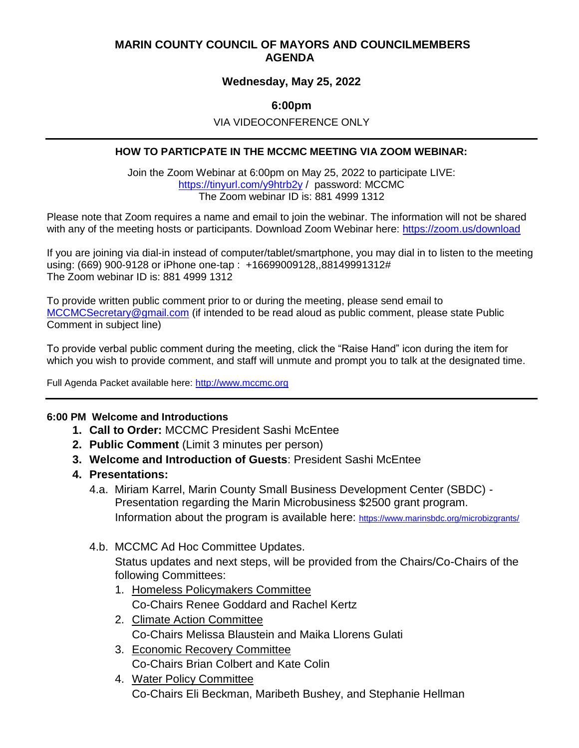# MARIN COUNTY COUNCIL OF MAYORS AND COUNCILMEMBERS AGENDA

## Wednesday, May 25, 2022

## 6:00pm

VIA VIDEOCONFERENCE ONLY

---

### HOW TO PARTICPATE IN THE MCCMC MEETING VIA ZOOM WEBINAR:

Join the Zoom Webinar at 6:00pm on May 25, 2022 to participate LIVE:
https://tinyurl.com/y9htrb2y / password: MCCMC
The Zoom webinar ID is: 881 4999 1312

Please note that Zoom requires a name and email to join the webinar. The information will not be shared with any of the meeting hosts or participants. Download Zoom Webinar here: https://zoom.us/download

If you are joining via dial-in instead of computer/tablet/smartphone, you may dial in to listen to the meeting using: (669) 900-9128 or iPhone one-tap : +16699009128,,88149991312#
The Zoom webinar ID is: 881 4999 1312

To provide written public comment prior to or during the meeting, please send email to MCCMCSecretary@gmail.com (if intended to be read aloud as public comment, please state Public Comment in subject line)

To provide verbal public comment during the meeting, click the "Raise Hand" icon during the item for which you wish to provide comment, and staff will unmute and prompt you to talk at the designated time.

Full Agenda Packet available here: http://www.mccmc.org

---

**6:00 PM Welcome and Introductions**

1. **Call to Order:** MCCMC President Sashi McEntee
2. **Public Comment** (Limit 3 minutes per person)
3. **Welcome and Introduction of Guests**: President Sashi McEntee
4. **Presentations:**
   - 4.a. Miriam Karrel, Marin County Small Business Development Center (SBDC) - Presentation regarding the Marin Microbusiness $2500 grant program. Information about the program is available here: https://www.marinsbdc.org/microbizgrants/
   - 4.b. MCCMC Ad Hoc Committee Updates.
     Status updates and next steps, will be provided from the Chairs/Co-Chairs of the following Committees:
     1. Homeless Policymakers Committee
        Co-Chairs Renee Goddard and Rachel Kertz
     2. Climate Action Committee
        Co-Chairs Melissa Blaustein and Maika Llorens Gulati
     3. Economic Recovery Committee
        Co-Chairs Brian Colbert and Kate Colin
     4. Water Policy Committee
        Co-Chairs Eli Beckman, Maribeth Bushey, and Stephanie Hellman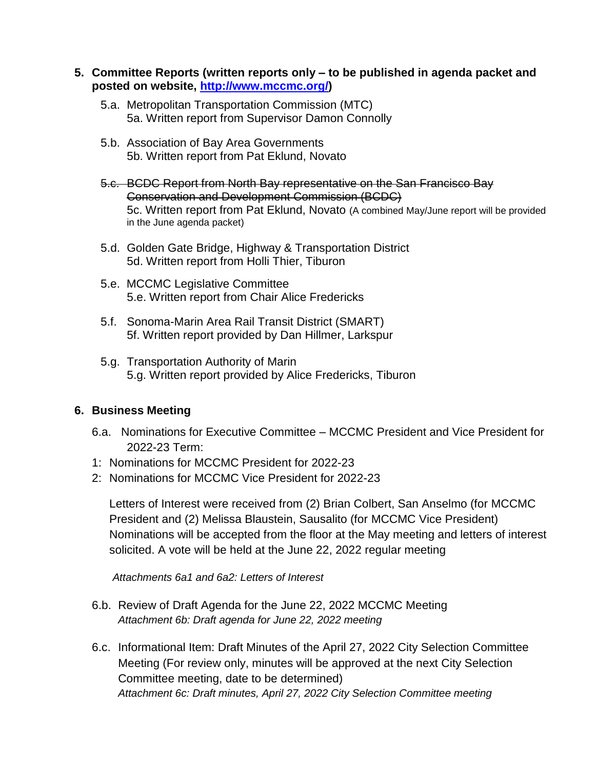5. **Committee Reports (written reports only – to be published in agenda packet and posted on website, [http://www.mccmc.org/](http://www.mccmc.org/))**

   5.a. Metropolitan Transportation Commission (MTC)
   5a. Written report from Supervisor Damon Connolly

   5.b. Association of Bay Area Governments
   5b. Written report from Pat Eklund, Novato

   ~~5.c. BCDC Report from North Bay representative on the San Francisco Bay Conservation and Development Commission (BCDC)~~
   5c. Written report from Pat Eklund, Novato (A combined May/June report will be provided in the June agenda packet)

   5.d. Golden Gate Bridge, Highway & Transportation District
   5d. Written report from Holli Thier, Tiburon

   5.e. MCCMC Legislative Committee
   5.e. Written report from Chair Alice Fredericks

   5.f. Sonoma-Marin Area Rail Transit District (SMART)
   5f. Written report provided by Dan Hillmer, Larkspur

   5.g. Transportation Authority of Marin
   5.g. Written report provided by Alice Fredericks, Tiburon

6. **Business Meeting**

   6.a. Nominations for Executive Committee – MCCMC President and Vice President for 2022-23 Term:

   1: Nominations for MCCMC President for 2022-23
   2: Nominations for MCCMC Vice President for 2022-23

   Letters of Interest were received from (2) Brian Colbert, San Anselmo (for MCCMC President and (2) Melissa Blaustein, Sausalito (for MCCMC Vice President) Nominations will be accepted from the floor at the May meeting and letters of interest solicited. A vote will be held at the June 22, 2022 regular meeting

   *Attachments 6a1 and 6a2: Letters of Interest*

   6.b. Review of Draft Agenda for the June 22, 2022 MCCMC Meeting
   *Attachment 6b: Draft agenda for June 22, 2022 meeting*

   6.c. Informational Item: Draft Minutes of the April 27, 2022 City Selection Committee Meeting (For review only, minutes will be approved at the next City Selection Committee meeting, date to be determined)
   *Attachment 6c: Draft minutes, April 27, 2022 City Selection Committee meeting*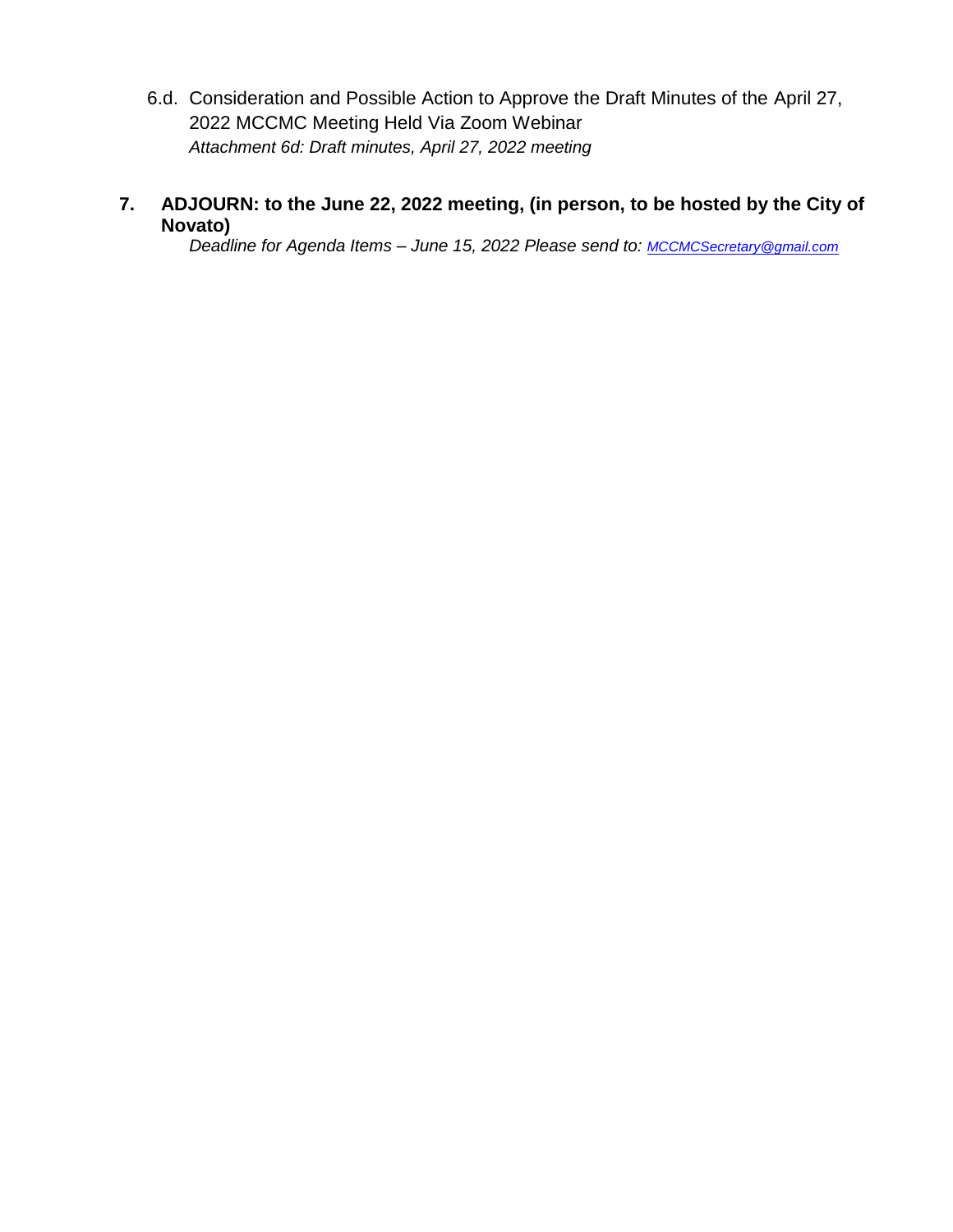6.d. Consideration and Possible Action to Approve the Draft Minutes of the April 27, 2022 MCCMC Meeting Held Via Zoom Webinar
*Attachment 6d: Draft minutes, April 27, 2022 meeting*

**7. ADJOURN: to the June 22, 2022 meeting, (in person, to be hosted by the City of Novato)**

*Deadline for Agenda Items – June 15, 2022 Please send to: MCCMCSecretary@gmail.com*